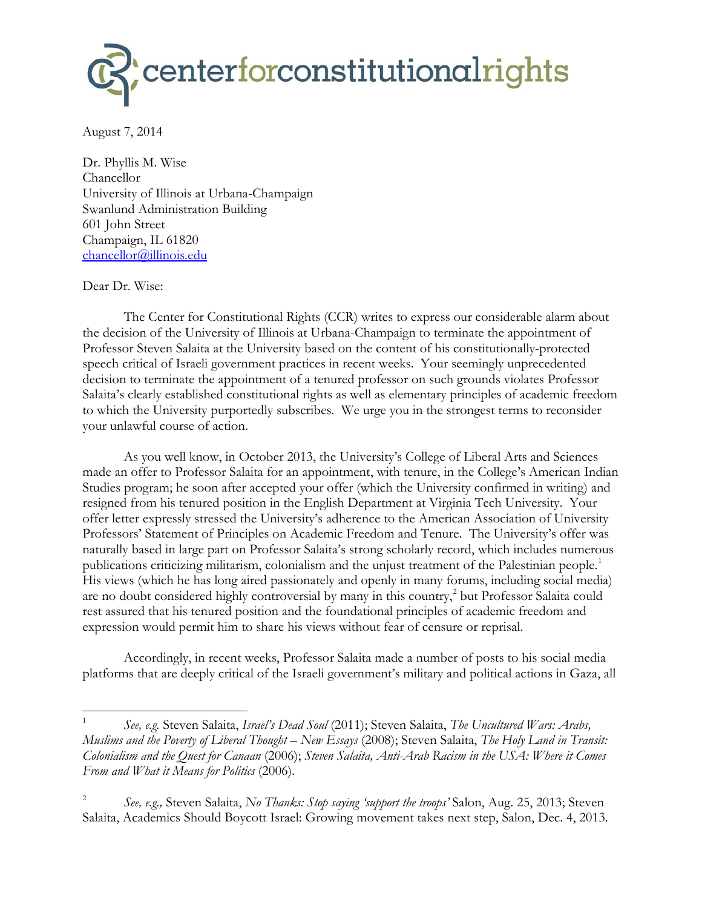centerforconstitutionalrights

August 7, 2014

Dr. Phyllis M. Wise
Chancellor
University of Illinois at Urbana-Champaign
Swanlund Administration Building
601 John Street
Champaign, IL 61820
chancellor@illinois.edu

Dear Dr. Wise:

The Center for Constitutional Rights (CCR) writes to express our considerable alarm about the decision of the University of Illinois at Urbana-Champaign to terminate the appointment of Professor Steven Salaita at the University based on the content of his constitutionally-protected speech critical of Israeli government practices in recent weeks. Your seemingly unprecedented decision to terminate the appointment of a tenured professor on such grounds violates Professor Salaita's clearly established constitutional rights as well as elementary principles of academic freedom to which the University purportedly subscribes. We urge you in the strongest terms to reconsider your unlawful course of action.

As you well know, in October 2013, the University's College of Liberal Arts and Sciences made an offer to Professor Salaita for an appointment, with tenure, in the College's American Indian Studies program; he soon after accepted your offer (which the University confirmed in writing) and resigned from his tenured position in the English Department at Virginia Tech University. Your offer letter expressly stressed the University's adherence to the American Association of University Professors' Statement of Principles on Academic Freedom and Tenure. The University's offer was naturally based in large part on Professor Salaita's strong scholarly record, which includes numerous publications criticizing militarism, colonialism and the unjust treatment of the Palestinian people.[1] His views (which he has long aired passionately and openly in many forums, including social media) are no doubt considered highly controversial by many in this country,[2] but Professor Salaita could rest assured that his tenured position and the foundational principles of academic freedom and expression would permit him to share his views without fear of censure or reprisal.

Accordingly, in recent weeks, Professor Salaita made a number of posts to his social media platforms that are deeply critical of the Israeli government's military and political actions in Gaza, all

---

[1] *See, e.g.* Steven Salaita, *Israel's Dead Soul* (2011); Steven Salaita, *The Uncultured Wars: Arabs, Muslims and the Poverty of Liberal Thought – New Essays* (2008); Steven Salaita, *The Holy Land in Transit: Colonialism and the Quest for Canaan* (2006); *Steven Salaita, Anti-Arab Racism in the USA: Where it Comes From and What it Means for Politics* (2006).

[2] *See, e.g.,* Steven Salaita, *No Thanks: Stop saying 'support the troops'* Salon, Aug. 25, 2013; Steven Salaita, Academics Should Boycott Israel: Growing movement takes next step, Salon, Dec. 4, 2013.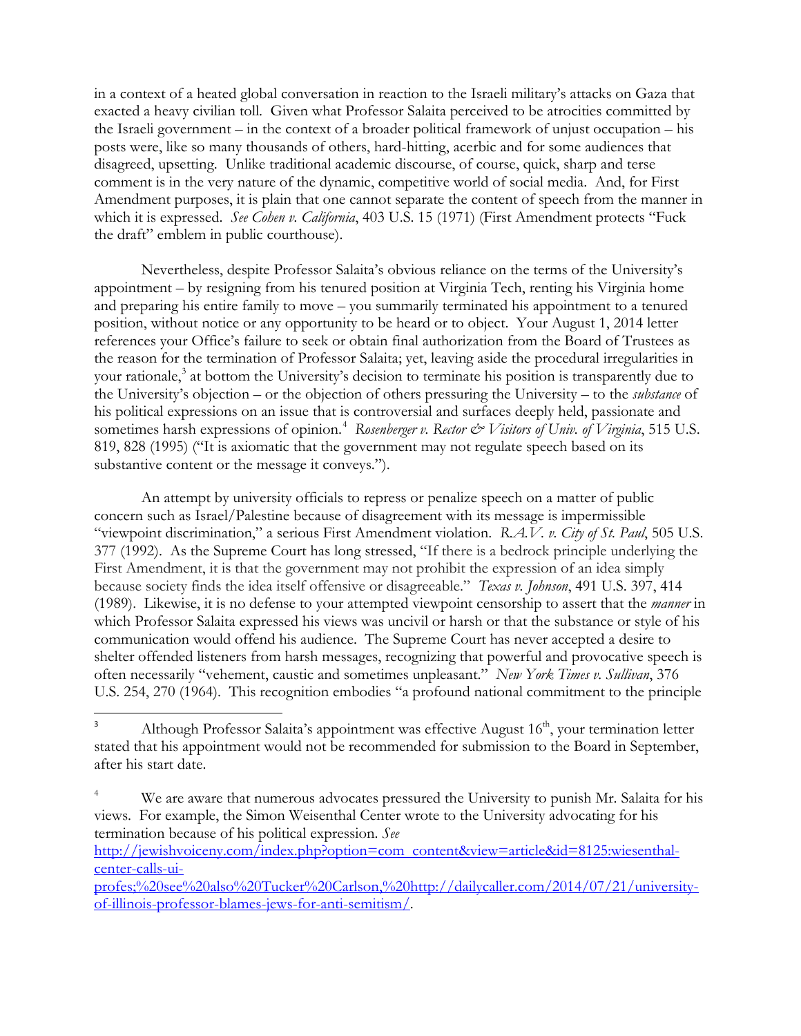in a context of a heated global conversation in reaction to the Israeli military's attacks on Gaza that exacted a heavy civilian toll. Given what Professor Salaita perceived to be atrocities committed by the Israeli government – in the context of a broader political framework of unjust occupation – his posts were, like so many thousands of others, hard-hitting, acerbic and for some audiences that disagreed, upsetting. Unlike traditional academic discourse, of course, quick, sharp and terse comment is in the very nature of the dynamic, competitive world of social media. And, for First Amendment purposes, it is plain that one cannot separate the content of speech from the manner in which it is expressed. *See Cohen v. California*, 403 U.S. 15 (1971) (First Amendment protects "Fuck the draft" emblem in public courthouse).

Nevertheless, despite Professor Salaita's obvious reliance on the terms of the University's appointment – by resigning from his tenured position at Virginia Tech, renting his Virginia home and preparing his entire family to move – you summarily terminated his appointment to a tenured position, without notice or any opportunity to be heard or to object. Your August 1, 2014 letter references your Office's failure to seek or obtain final authorization from the Board of Trustees as the reason for the termination of Professor Salaita; yet, leaving aside the procedural irregularities in your rationale,[3] at bottom the University's decision to terminate his position is transparently due to the University's objection – or the objection of others pressuring the University – to the *substance* of his political expressions on an issue that is controversial and surfaces deeply held, passionate and sometimes harsh expressions of opinion.[4] *Rosenberger v. Rector & Visitors of Univ. of Virginia*, 515 U.S. 819, 828 (1995) ("It is axiomatic that the government may not regulate speech based on its substantive content or the message it conveys.").

An attempt by university officials to repress or penalize speech on a matter of public concern such as Israel/Palestine because of disagreement with its message is impermissible "viewpoint discrimination," a serious First Amendment violation. *R.A.V. v. City of St. Paul*, 505 U.S. 377 (1992). As the Supreme Court has long stressed, "If there is a bedrock principle underlying the First Amendment, it is that the government may not prohibit the expression of an idea simply because society finds the idea itself offensive or disagreeable." *Texas v. Johnson*, 491 U.S. 397, 414 (1989). Likewise, it is no defense to your attempted viewpoint censorship to assert that the *manner* in which Professor Salaita expressed his views was uncivil or harsh or that the substance or style of his communication would offend his audience. The Supreme Court has never accepted a desire to shelter offended listeners from harsh messages, recognizing that powerful and provocative speech is often necessarily "vehement, caustic and sometimes unpleasant." *New York Times v. Sullivan*, 376 U.S. 254, 270 (1964). This recognition embodies "a profound national commitment to the principle

---

[3] Although Professor Salaita's appointment was effective August 16th, your termination letter stated that his appointment would not be recommended for submission to the Board in September, after his start date.

[4] We are aware that numerous advocates pressured the University to punish Mr. Salaita for his views. For example, the Simon Weisenthal Center wrote to the University advocating for his termination because of his political expression. *See* http://jewishvoiceny.com/index.php?option=com_content&view=article&id=8125:wiesenthal-center-calls-ui-profes;%20see%20also%20Tucker%20Carlson,%20http://dailycaller.com/2014/07/21/university-of-illinois-professor-blames-jews-for-anti-semitism/.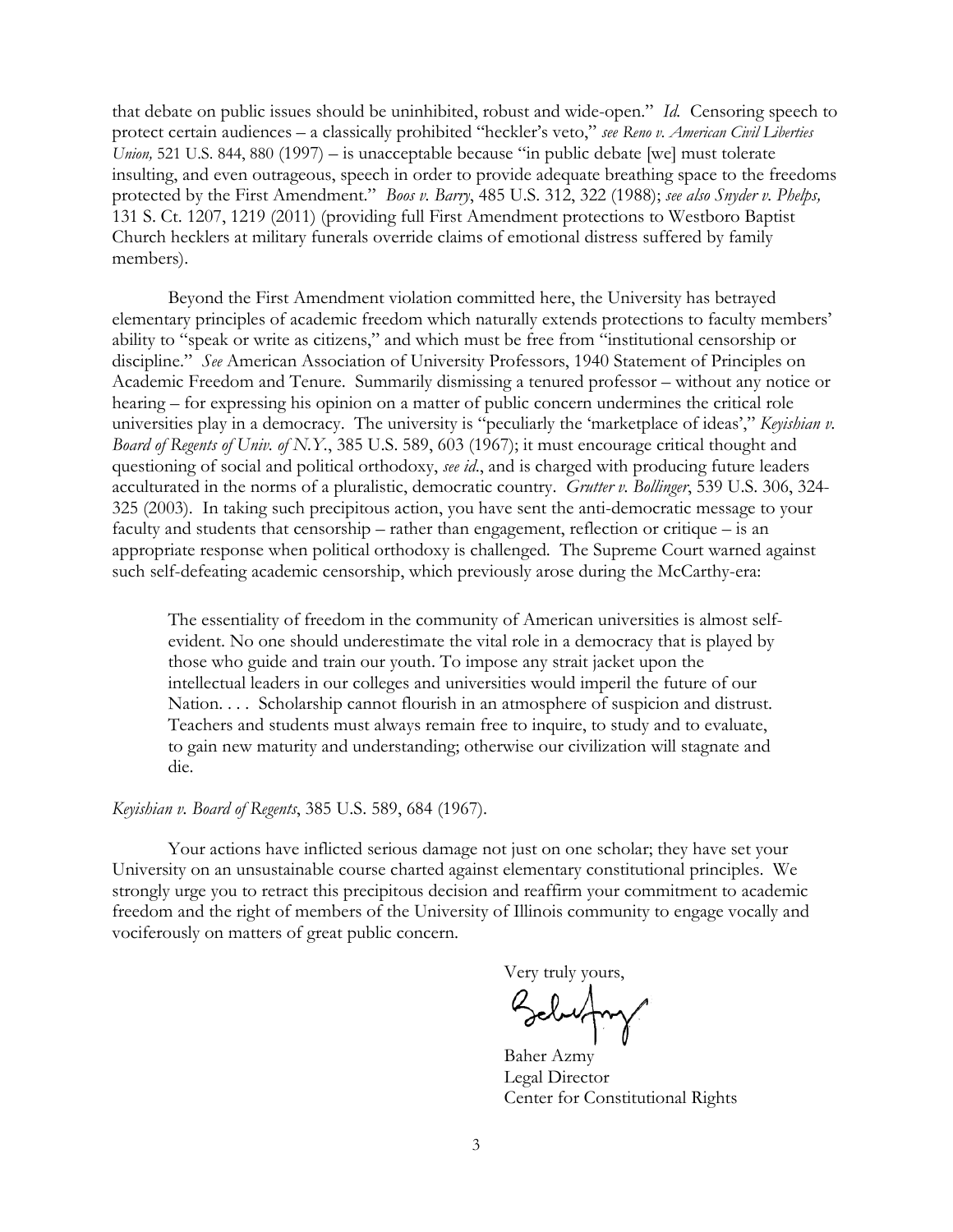that debate on public issues should be uninhibited, robust and wide-open." *Id.* Censoring speech to protect certain audiences – a classically prohibited "heckler's veto," *see Reno v. American Civil Liberties Union,* 521 U.S. 844, 880 (1997) – is unacceptable because "in public debate [we] must tolerate insulting, and even outrageous, speech in order to provide adequate breathing space to the freedoms protected by the First Amendment." *Boos v. Barry*, 485 U.S. 312, 322 (1988); *see also Snyder v. Phelps,* 131 S. Ct. 1207, 1219 (2011) (providing full First Amendment protections to Westboro Baptist Church hecklers at military funerals override claims of emotional distress suffered by family members).

Beyond the First Amendment violation committed here, the University has betrayed elementary principles of academic freedom which naturally extends protections to faculty members' ability to "speak or write as citizens," and which must be free from "institutional censorship or discipline." *See* American Association of University Professors, 1940 Statement of Principles on Academic Freedom and Tenure. Summarily dismissing a tenured professor – without any notice or hearing – for expressing his opinion on a matter of public concern undermines the critical role universities play in a democracy. The university is "peculiarly the 'marketplace of ideas'," *Keyishian v. Board of Regents of Univ. of N.Y.*, 385 U.S. 589, 603 (1967); it must encourage critical thought and questioning of social and political orthodoxy, *see id.*, and is charged with producing future leaders acculturated in the norms of a pluralistic, democratic country. *Grutter v. Bollinger*, 539 U.S. 306, 324-325 (2003). In taking such precipitous action, you have sent the anti-democratic message to your faculty and students that censorship – rather than engagement, reflection or critique – is an appropriate response when political orthodoxy is challenged. The Supreme Court warned against such self-defeating academic censorship, which previously arose during the McCarthy-era:

> The essentiality of freedom in the community of American universities is almost self-evident. No one should underestimate the vital role in a democracy that is played by those who guide and train our youth. To impose any strait jacket upon the intellectual leaders in our colleges and universities would imperil the future of our Nation. . . . Scholarship cannot flourish in an atmosphere of suspicion and distrust. Teachers and students must always remain free to inquire, to study and to evaluate, to gain new maturity and understanding; otherwise our civilization will stagnate and die.

*Keyishian v. Board of Regents*, 385 U.S. 589, 684 (1967).

Your actions have inflicted serious damage not just on one scholar; they have set your University on an unsustainable course charted against elementary constitutional principles. We strongly urge you to retract this precipitous decision and reaffirm your commitment to academic freedom and the right of members of the University of Illinois community to engage vocally and vociferously on matters of great public concern.

Very truly yours,

Baher Azmy
Legal Director
Center for Constitutional Rights